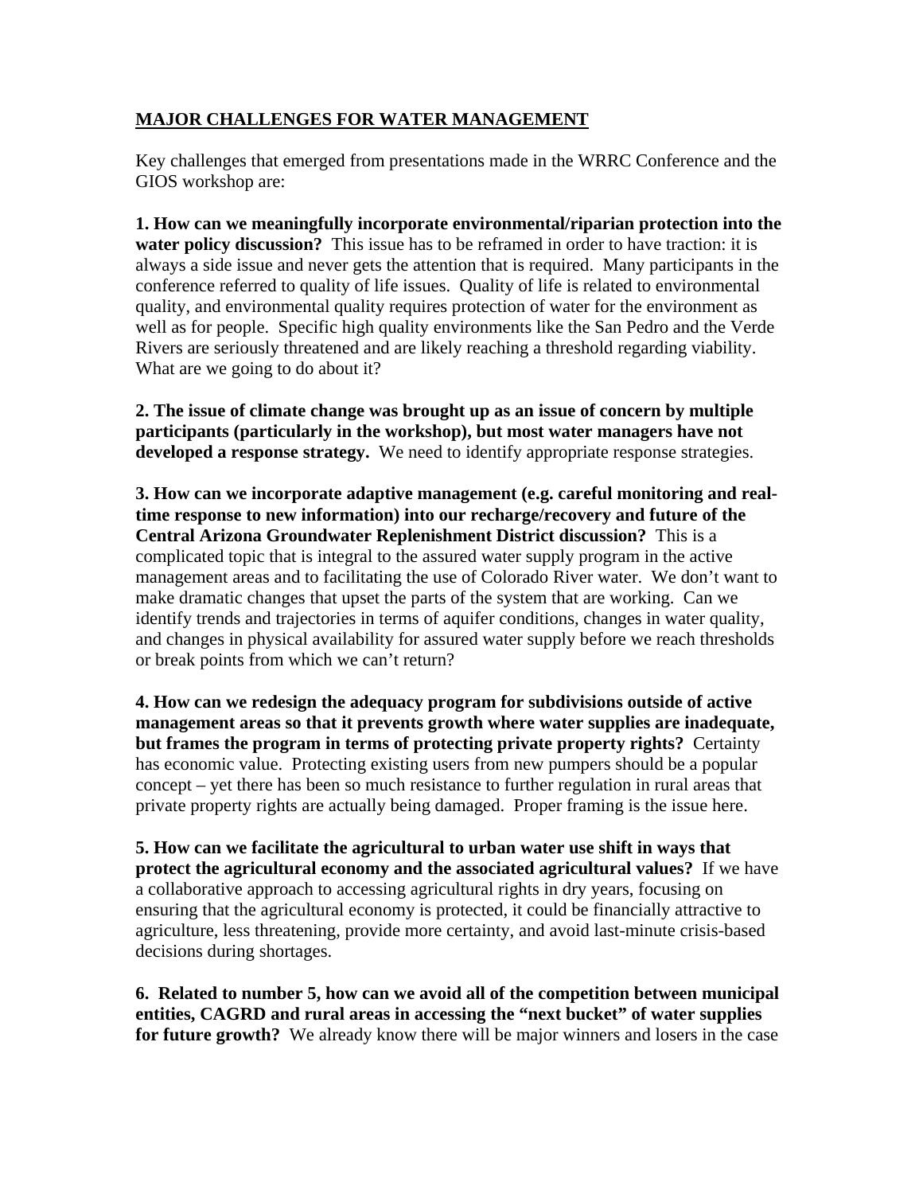## MAJOR CHALLENGES FOR WATER MANAGEMENT

Key challenges that emerged from presentations made in the WRRC Conference and the GIOS workshop are:

**1. How can we meaningfully incorporate environmental/riparian protection into the water policy discussion?** This issue has to be reframed in order to have traction: it is always a side issue and never gets the attention that is required. Many participants in the conference referred to quality of life issues. Quality of life is related to environmental quality, and environmental quality requires protection of water for the environment as well as for people. Specific high quality environments like the San Pedro and the Verde Rivers are seriously threatened and are likely reaching a threshold regarding viability. What are we going to do about it?

**2. The issue of climate change was brought up as an issue of concern by multiple participants (particularly in the workshop), but most water managers have not developed a response strategy.** We need to identify appropriate response strategies.

**3. How can we incorporate adaptive management (e.g. careful monitoring and real-time response to new information) into our recharge/recovery and future of the Central Arizona Groundwater Replenishment District discussion?** This is a complicated topic that is integral to the assured water supply program in the active management areas and to facilitating the use of Colorado River water. We don't want to make dramatic changes that upset the parts of the system that are working. Can we identify trends and trajectories in terms of aquifer conditions, changes in water quality, and changes in physical availability for assured water supply before we reach thresholds or break points from which we can't return?

**4. How can we redesign the adequacy program for subdivisions outside of active management areas so that it prevents growth where water supplies are inadequate, but frames the program in terms of protecting private property rights?** Certainty has economic value. Protecting existing users from new pumpers should be a popular concept – yet there has been so much resistance to further regulation in rural areas that private property rights are actually being damaged. Proper framing is the issue here.

**5. How can we facilitate the agricultural to urban water use shift in ways that protect the agricultural economy and the associated agricultural values?** If we have a collaborative approach to accessing agricultural rights in dry years, focusing on ensuring that the agricultural economy is protected, it could be financially attractive to agriculture, less threatening, provide more certainty, and avoid last-minute crisis-based decisions during shortages.

**6. Related to number 5, how can we avoid all of the competition between municipal entities, CAGRD and rural areas in accessing the "next bucket" of water supplies for future growth?** We already know there will be major winners and losers in the case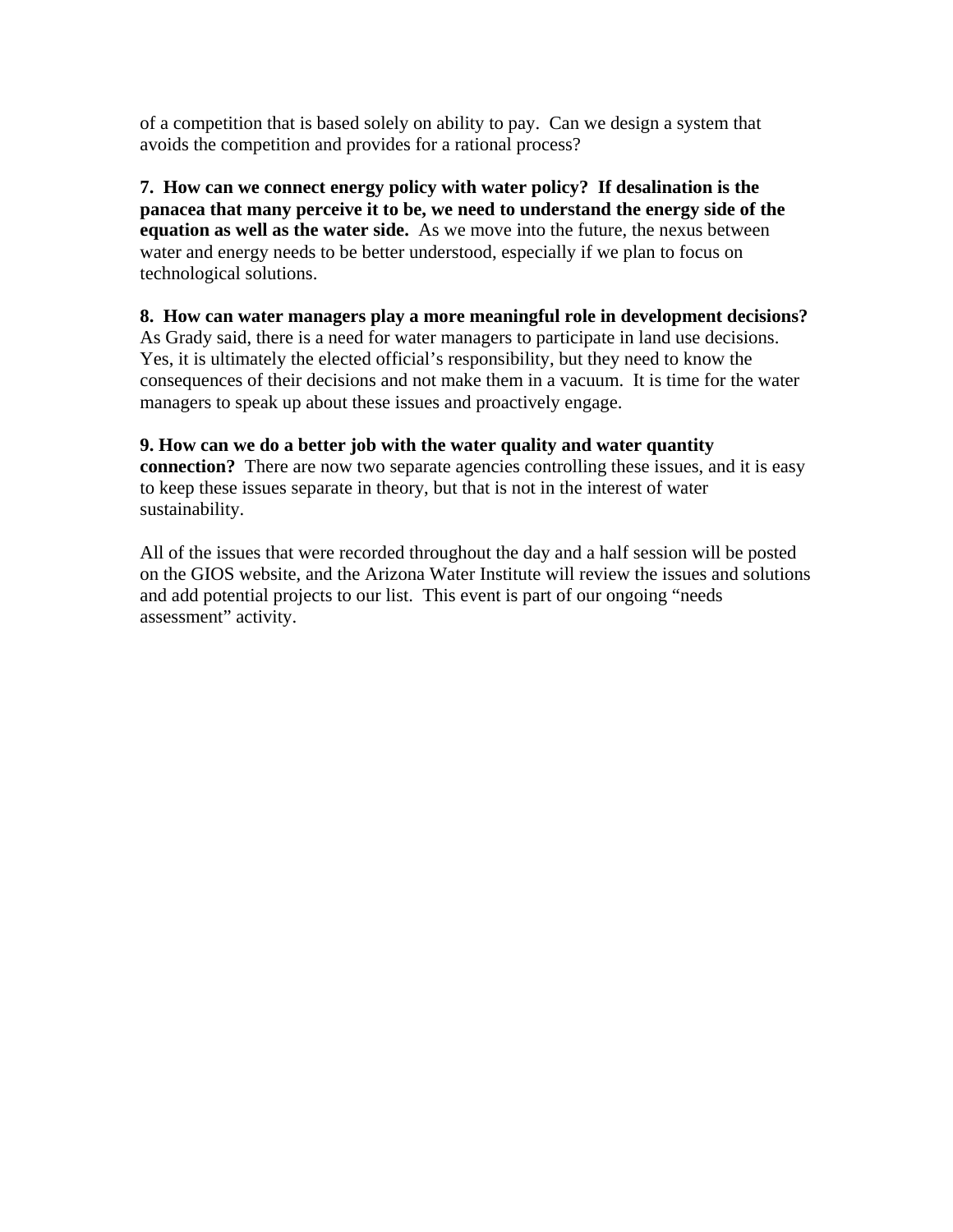of a competition that is based solely on ability to pay. Can we design a system that avoids the competition and provides for a rational process?

**7. How can we connect energy policy with water policy? If desalination is the panacea that many perceive it to be, we need to understand the energy side of the equation as well as the water side.** As we move into the future, the nexus between water and energy needs to be better understood, especially if we plan to focus on technological solutions.

**8. How can water managers play a more meaningful role in development decisions?** As Grady said, there is a need for water managers to participate in land use decisions. Yes, it is ultimately the elected official's responsibility, but they need to know the consequences of their decisions and not make them in a vacuum. It is time for the water managers to speak up about these issues and proactively engage.

**9. How can we do a better job with the water quality and water quantity connection?** There are now two separate agencies controlling these issues, and it is easy to keep these issues separate in theory, but that is not in the interest of water sustainability.

All of the issues that were recorded throughout the day and a half session will be posted on the GIOS website, and the Arizona Water Institute will review the issues and solutions and add potential projects to our list. This event is part of our ongoing "needs assessment" activity.